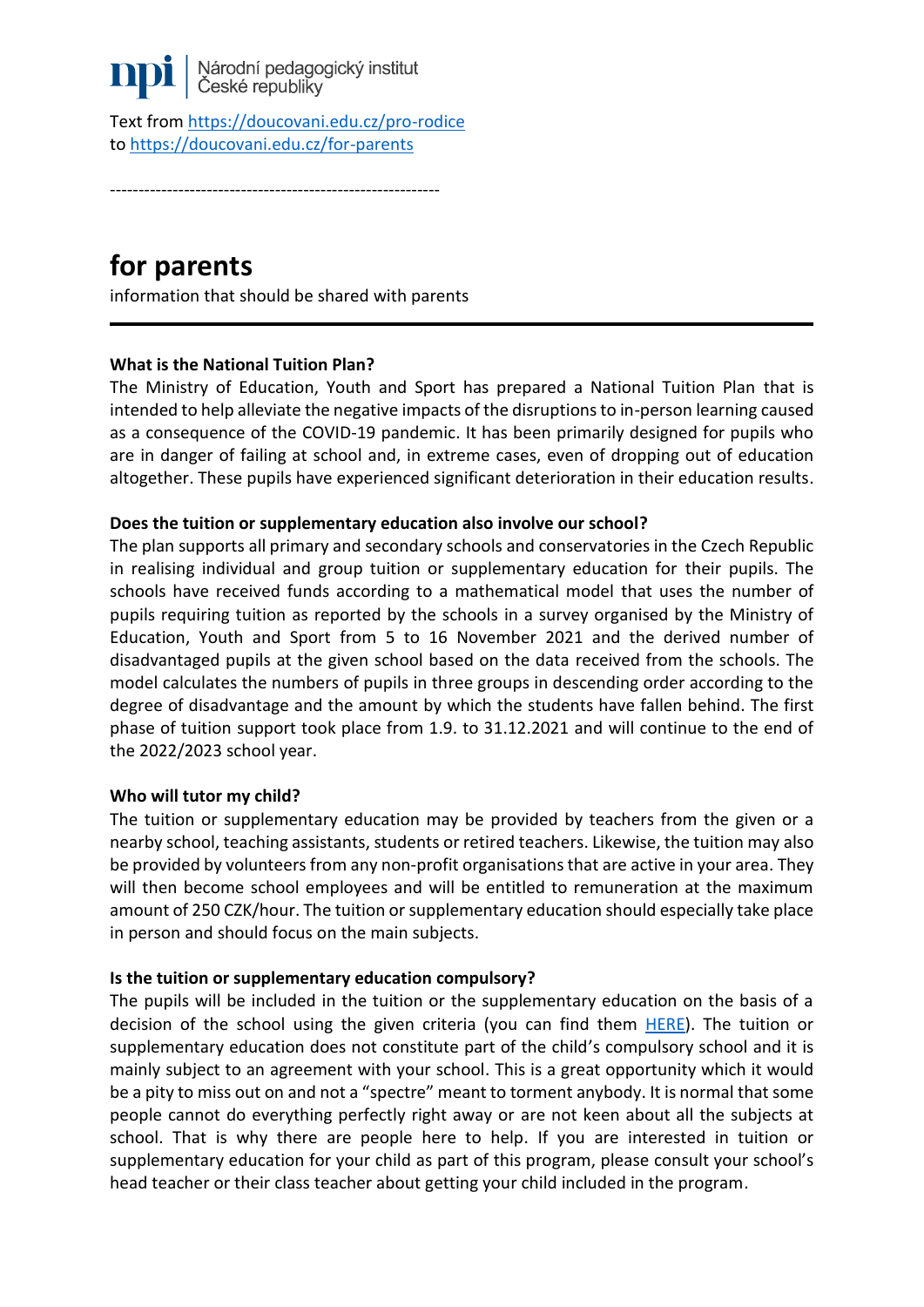Národní pedagogický institut České republiky

Text from https://doucovani.edu.cz/pro-rodice
to https://doucovani.edu.cz/for-parents

----------------------------------------------------------

# for parents

information that should be shared with parents

---

**What is the National Tuition Plan?**

The Ministry of Education, Youth and Sport has prepared a National Tuition Plan that is intended to help alleviate the negative impacts of the disruptions to in-person learning caused as a consequence of the COVID-19 pandemic. It has been primarily designed for pupils who are in danger of failing at school and, in extreme cases, even of dropping out of education altogether. These pupils have experienced significant deterioration in their education results.

**Does the tuition or supplementary education also involve our school?**

The plan supports all primary and secondary schools and conservatories in the Czech Republic in realising individual and group tuition or supplementary education for their pupils. The schools have received funds according to a mathematical model that uses the number of pupils requiring tuition as reported by the schools in a survey organised by the Ministry of Education, Youth and Sport from 5 to 16 November 2021 and the derived number of disadvantaged pupils at the given school based on the data received from the schools. The model calculates the numbers of pupils in three groups in descending order according to the degree of disadvantage and the amount by which the students have fallen behind. The first phase of tuition support took place from 1.9. to 31.12.2021 and will continue to the end of the 2022/2023 school year.

**Who will tutor my child?**

The tuition or supplementary education may be provided by teachers from the given or a nearby school, teaching assistants, students or retired teachers. Likewise, the tuition may also be provided by volunteers from any non-profit organisations that are active in your area. They will then become school employees and will be entitled to remuneration at the maximum amount of 250 CZK/hour. The tuition or supplementary education should especially take place in person and should focus on the main subjects.

**Is the tuition or supplementary education compulsory?**

The pupils will be included in the tuition or the supplementary education on the basis of a decision of the school using the given criteria (you can find them HERE). The tuition or supplementary education does not constitute part of the child's compulsory school and it is mainly subject to an agreement with your school. This is a great opportunity which it would be a pity to miss out on and not a "spectre" meant to torment anybody. It is normal that some people cannot do everything perfectly right away or are not keen about all the subjects at school. That is why there are people here to help. If you are interested in tuition or supplementary education for your child as part of this program, please consult your school's head teacher or their class teacher about getting your child included in the program.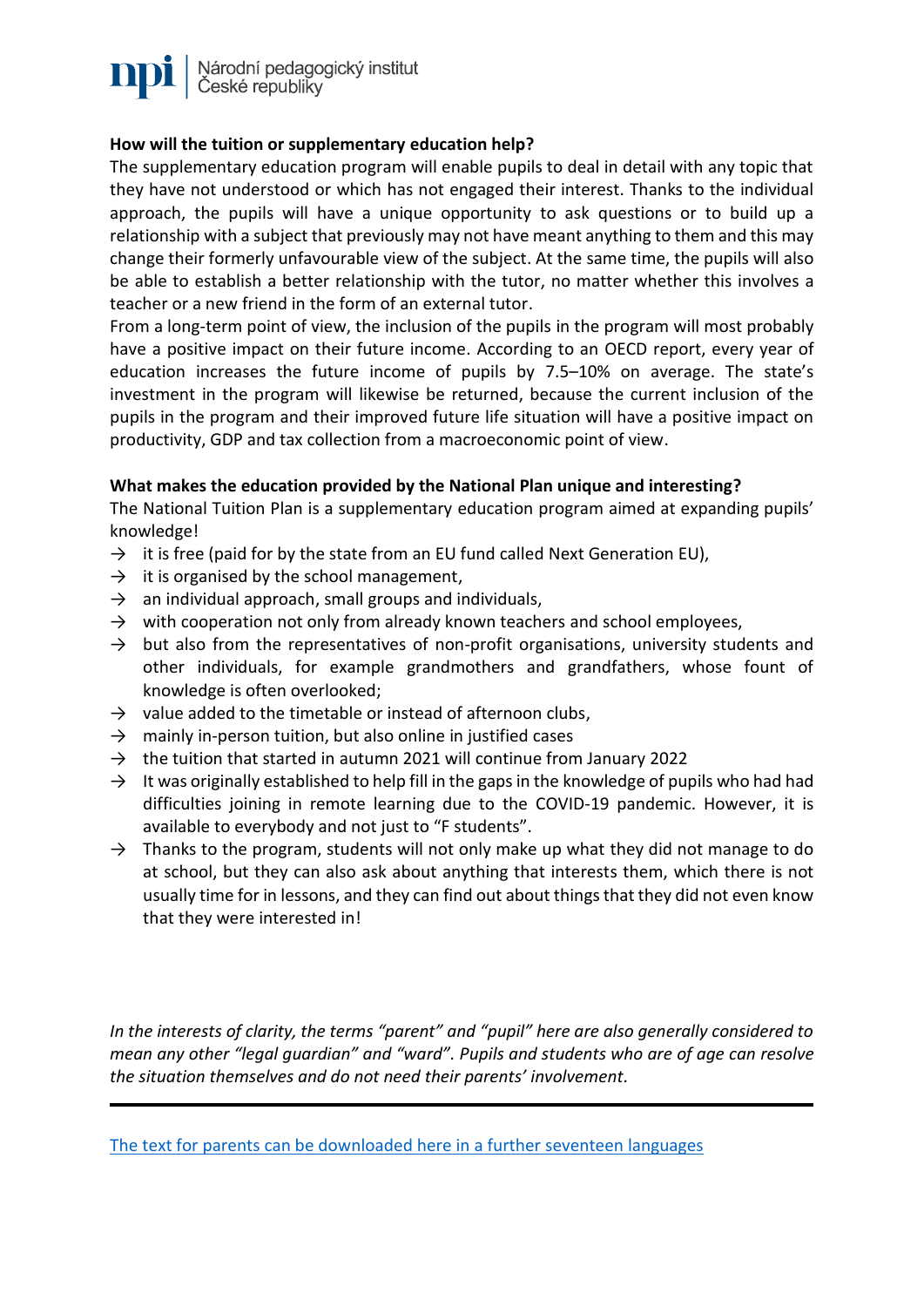**How will the tuition or supplementary education help?**

The supplementary education program will enable pupils to deal in detail with any topic that they have not understood or which has not engaged their interest. Thanks to the individual approach, the pupils will have a unique opportunity to ask questions or to build up a relationship with a subject that previously may not have meant anything to them and this may change their formerly unfavourable view of the subject. At the same time, the pupils will also be able to establish a better relationship with the tutor, no matter whether this involves a teacher or a new friend in the form of an external tutor.

From a long-term point of view, the inclusion of the pupils in the program will most probably have a positive impact on their future income. According to an OECD report, every year of education increases the future income of pupils by 7.5–10% on average. The state's investment in the program will likewise be returned, because the current inclusion of the pupils in the program and their improved future life situation will have a positive impact on productivity, GDP and tax collection from a macroeconomic point of view.

**What makes the education provided by the National Plan unique and interesting?**

The National Tuition Plan is a supplementary education program aimed at expanding pupils' knowledge!

- → it is free (paid for by the state from an EU fund called Next Generation EU),
- → it is organised by the school management,
- → an individual approach, small groups and individuals,
- → with cooperation not only from already known teachers and school employees,
- → but also from the representatives of non-profit organisations, university students and other individuals, for example grandmothers and grandfathers, whose fount of knowledge is often overlooked;
- → value added to the timetable or instead of afternoon clubs,
- → mainly in-person tuition, but also online in justified cases
- → the tuition that started in autumn 2021 will continue from January 2022
- → It was originally established to help fill in the gaps in the knowledge of pupils who had had difficulties joining in remote learning due to the COVID-19 pandemic. However, it is available to everybody and not just to "F students".
- → Thanks to the program, students will not only make up what they did not manage to do at school, but they can also ask about anything that interests them, which there is not usually time for in lessons, and they can find out about things that they did not even know that they were interested in!

*In the interests of clarity, the terms "parent" and "pupil" here are also generally considered to mean any other "legal guardian" and "ward". Pupils and students who are of age can resolve the situation themselves and do not need their parents' involvement.*

---

The text for parents can be downloaded here in a further seventeen languages